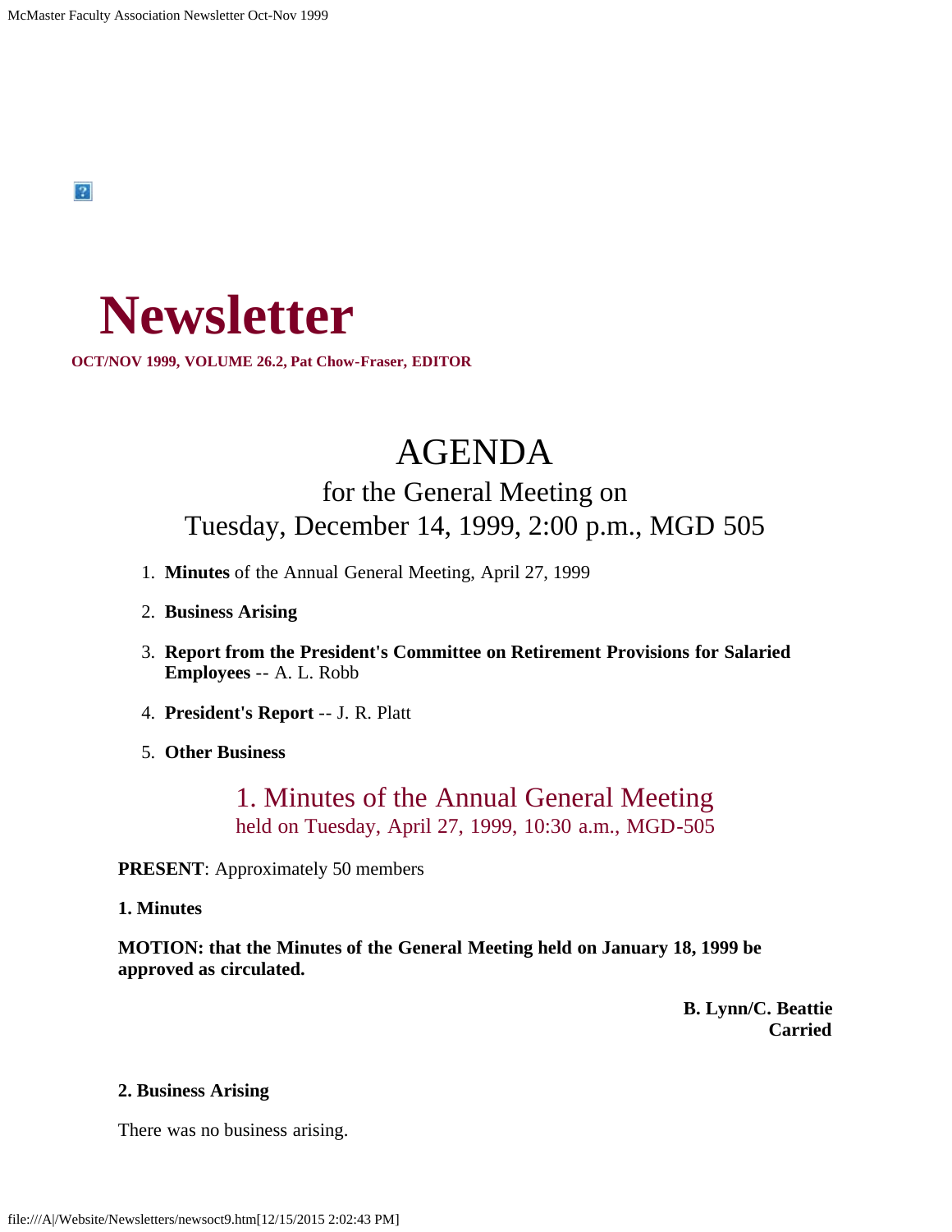# Newsletter

**OCT/NOV 1999, VOLUME 26.2, Pat Chow-Fraser, EDITOR**

# AGENDA

## for the General Meeting on Tuesday, December 14, 1999, 2:00 p.m., MGD 505

1. **Minutes** of the Annual General Meeting, April 27, 1999
2. **Business Arising**
3. **Report from the President's Committee on Retirement Provisions for Salaried Employees** -- A. L. Robb
4. **President's Report** -- J. R. Platt
5. **Other Business**

## 1. Minutes of the Annual General Meeting
### held on Tuesday, April 27, 1999, 10:30 a.m., MGD-505

**PRESENT**: Approximately 50 members

**1. Minutes**

**MOTION: that the Minutes of the General Meeting held on January 18, 1999 be approved as circulated.**

**B. Lynn/C. Beattie**
**Carried**

**2. Business Arising**

There was no business arising.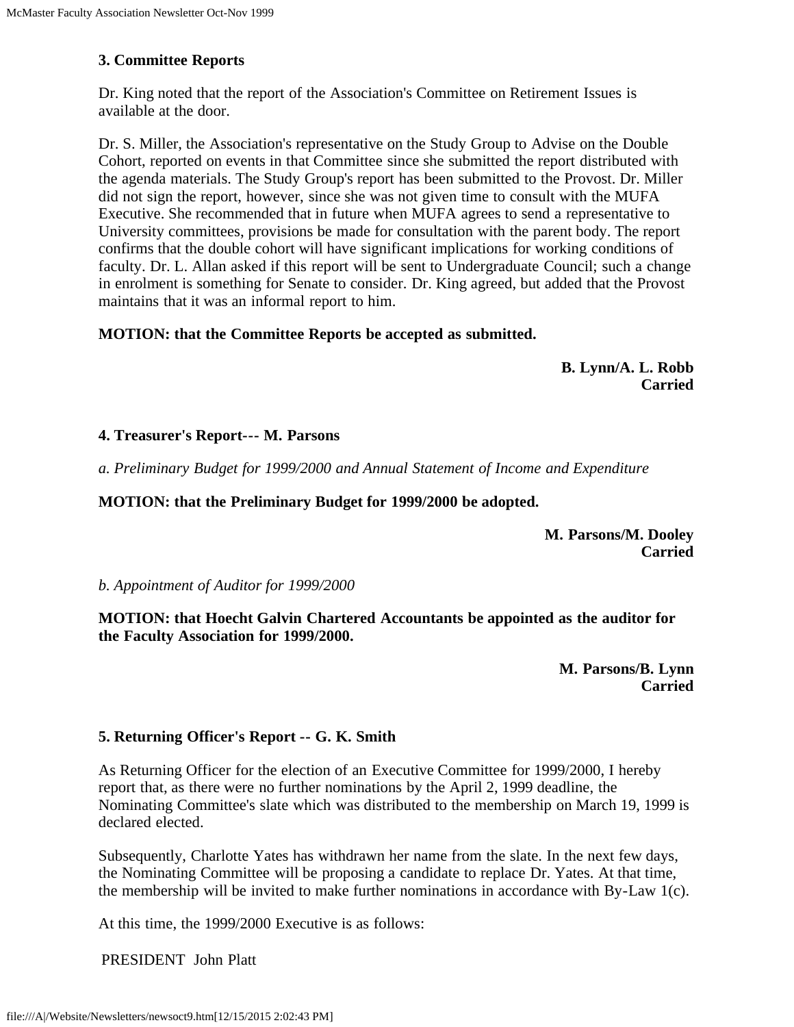### 3. Committee Reports

Dr. King noted that the report of the Association's Committee on Retirement Issues is available at the door.

Dr. S. Miller, the Association's representative on the Study Group to Advise on the Double Cohort, reported on events in that Committee since she submitted the report distributed with the agenda materials. The Study Group's report has been submitted to the Provost. Dr. Miller did not sign the report, however, since she was not given time to consult with the MUFA Executive. She recommended that in future when MUFA agrees to send a representative to University committees, provisions be made for consultation with the parent body. The report confirms that the double cohort will have significant implications for working conditions of faculty. Dr. L. Allan asked if this report will be sent to Undergraduate Council; such a change in enrolment is something for Senate to consider. Dr. King agreed, but added that the Provost maintains that it was an informal report to him.

**MOTION: that the Committee Reports be accepted as submitted.**

**B. Lynn/A. L. Robb**
**Carried**

### 4. Treasurer's Report--- M. Parsons

*a. Preliminary Budget for 1999/2000 and Annual Statement of Income and Expenditure*

**MOTION: that the Preliminary Budget for 1999/2000 be adopted.**

**M. Parsons/M. Dooley**
**Carried**

*b. Appointment of Auditor for 1999/2000*

**MOTION: that Hoecht Galvin Chartered Accountants be appointed as the auditor for the Faculty Association for 1999/2000.**

**M. Parsons/B. Lynn**
**Carried**

### 5. Returning Officer's Report -- G. K. Smith

As Returning Officer for the election of an Executive Committee for 1999/2000, I hereby report that, as there were no further nominations by the April 2, 1999 deadline, the Nominating Committee's slate which was distributed to the membership on March 19, 1999 is declared elected.

Subsequently, Charlotte Yates has withdrawn her name from the slate. In the next few days, the Nominating Committee will be proposing a candidate to replace Dr. Yates. At that time, the membership will be invited to make further nominations in accordance with By-Law 1(c).

At this time, the 1999/2000 Executive is as follows:

PRESIDENT John Platt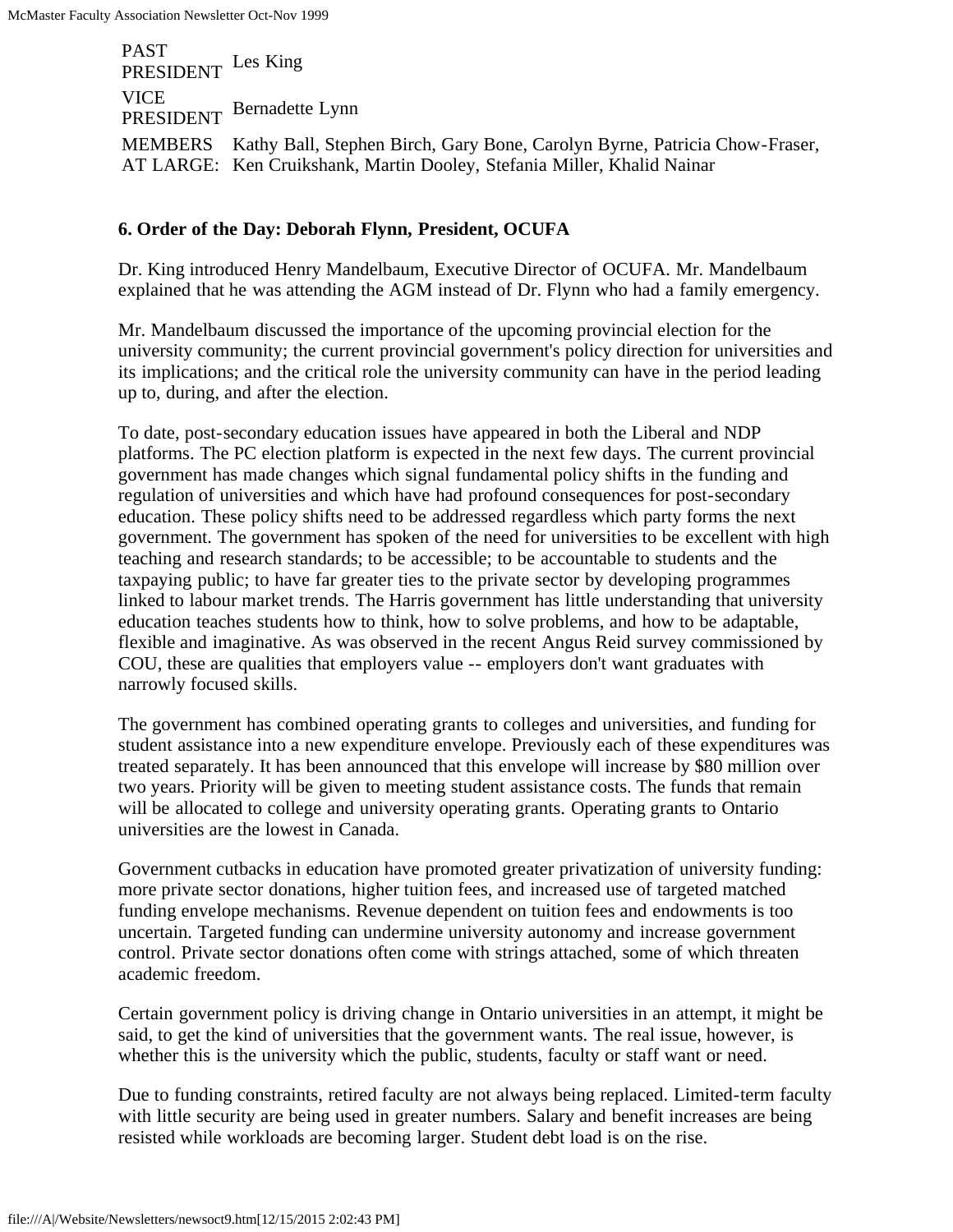| | |
|---|---|
| PAST PRESIDENT | Les King |
| VICE PRESIDENT | Bernadette Lynn |
| MEMBERS AT LARGE: | Kathy Ball, Stephen Birch, Gary Bone, Carolyn Byrne, Patricia Chow-Fraser, Ken Cruikshank, Martin Dooley, Stefania Miller, Khalid Nainar |

**6. Order of the Day: Deborah Flynn, President, OCUFA**

Dr. King introduced Henry Mandelbaum, Executive Director of OCUFA. Mr. Mandelbaum explained that he was attending the AGM instead of Dr. Flynn who had a family emergency.

Mr. Mandelbaum discussed the importance of the upcoming provincial election for the university community; the current provincial government's policy direction for universities and its implications; and the critical role the university community can have in the period leading up to, during, and after the election.

To date, post-secondary education issues have appeared in both the Liberal and NDP platforms. The PC election platform is expected in the next few days. The current provincial government has made changes which signal fundamental policy shifts in the funding and regulation of universities and which have had profound consequences for post-secondary education. These policy shifts need to be addressed regardless which party forms the next government. The government has spoken of the need for universities to be excellent with high teaching and research standards; to be accessible; to be accountable to students and the taxpaying public; to have far greater ties to the private sector by developing programmes linked to labour market trends. The Harris government has little understanding that university education teaches students how to think, how to solve problems, and how to be adaptable, flexible and imaginative. As was observed in the recent Angus Reid survey commissioned by COU, these are qualities that employers value -- employers don't want graduates with narrowly focused skills.

The government has combined operating grants to colleges and universities, and funding for student assistance into a new expenditure envelope. Previously each of these expenditures was treated separately. It has been announced that this envelope will increase by $80 million over two years. Priority will be given to meeting student assistance costs. The funds that remain will be allocated to college and university operating grants. Operating grants to Ontario universities are the lowest in Canada.

Government cutbacks in education have promoted greater privatization of university funding: more private sector donations, higher tuition fees, and increased use of targeted matched funding envelope mechanisms. Revenue dependent on tuition fees and endowments is too uncertain. Targeted funding can undermine university autonomy and increase government control. Private sector donations often come with strings attached, some of which threaten academic freedom.

Certain government policy is driving change in Ontario universities in an attempt, it might be said, to get the kind of universities that the government wants. The real issue, however, is whether this is the university which the public, students, faculty or staff want or need.

Due to funding constraints, retired faculty are not always being replaced. Limited-term faculty with little security are being used in greater numbers. Salary and benefit increases are being resisted while workloads are becoming larger. Student debt load is on the rise.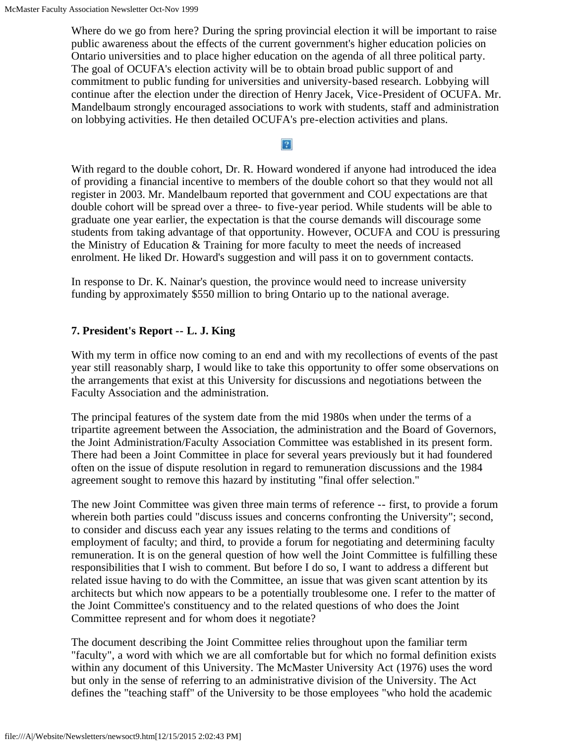Where do we go from here? During the spring provincial election it will be important to raise public awareness about the effects of the current government's higher education policies on Ontario universities and to place higher education on the agenda of all three political party. The goal of OCUFA's election activity will be to obtain broad public support of and commitment to public funding for universities and university-based research. Lobbying will continue after the election under the direction of Henry Jacek, Vice-President of OCUFA. Mr. Mandelbaum strongly encouraged associations to work with students, staff and administration on lobbying activities. He then detailed OCUFA's pre-election activities and plans.

With regard to the double cohort, Dr. R. Howard wondered if anyone had introduced the idea of providing a financial incentive to members of the double cohort so that they would not all register in 2003. Mr. Mandelbaum reported that government and COU expectations are that double cohort will be spread over a three- to five-year period. While students will be able to graduate one year earlier, the expectation is that the course demands will discourage some students from taking advantage of that opportunity. However, OCUFA and COU is pressuring the Ministry of Education & Training for more faculty to meet the needs of increased enrolment. He liked Dr. Howard's suggestion and will pass it on to government contacts.

In response to Dr. K. Nainar's question, the province would need to increase university funding by approximately $550 million to bring Ontario up to the national average.

### 7. President's Report -- L. J. King

With my term in office now coming to an end and with my recollections of events of the past year still reasonably sharp, I would like to take this opportunity to offer some observations on the arrangements that exist at this University for discussions and negotiations between the Faculty Association and the administration.

The principal features of the system date from the mid 1980s when under the terms of a tripartite agreement between the Association, the administration and the Board of Governors, the Joint Administration/Faculty Association Committee was established in its present form. There had been a Joint Committee in place for several years previously but it had foundered often on the issue of dispute resolution in regard to remuneration discussions and the 1984 agreement sought to remove this hazard by instituting "final offer selection."

The new Joint Committee was given three main terms of reference -- first, to provide a forum wherein both parties could "discuss issues and concerns confronting the University"; second, to consider and discuss each year any issues relating to the terms and conditions of employment of faculty; and third, to provide a forum for negotiating and determining faculty remuneration. It is on the general question of how well the Joint Committee is fulfilling these responsibilities that I wish to comment. But before I do so, I want to address a different but related issue having to do with the Committee, an issue that was given scant attention by its architects but which now appears to be a potentially troublesome one. I refer to the matter of the Joint Committee's constituency and to the related questions of who does the Joint Committee represent and for whom does it negotiate?

The document describing the Joint Committee relies throughout upon the familiar term "faculty", a word with which we are all comfortable but for which no formal definition exists within any document of this University. The McMaster University Act (1976) uses the word but only in the sense of referring to an administrative division of the University. The Act defines the "teaching staff" of the University to be those employees "who hold the academic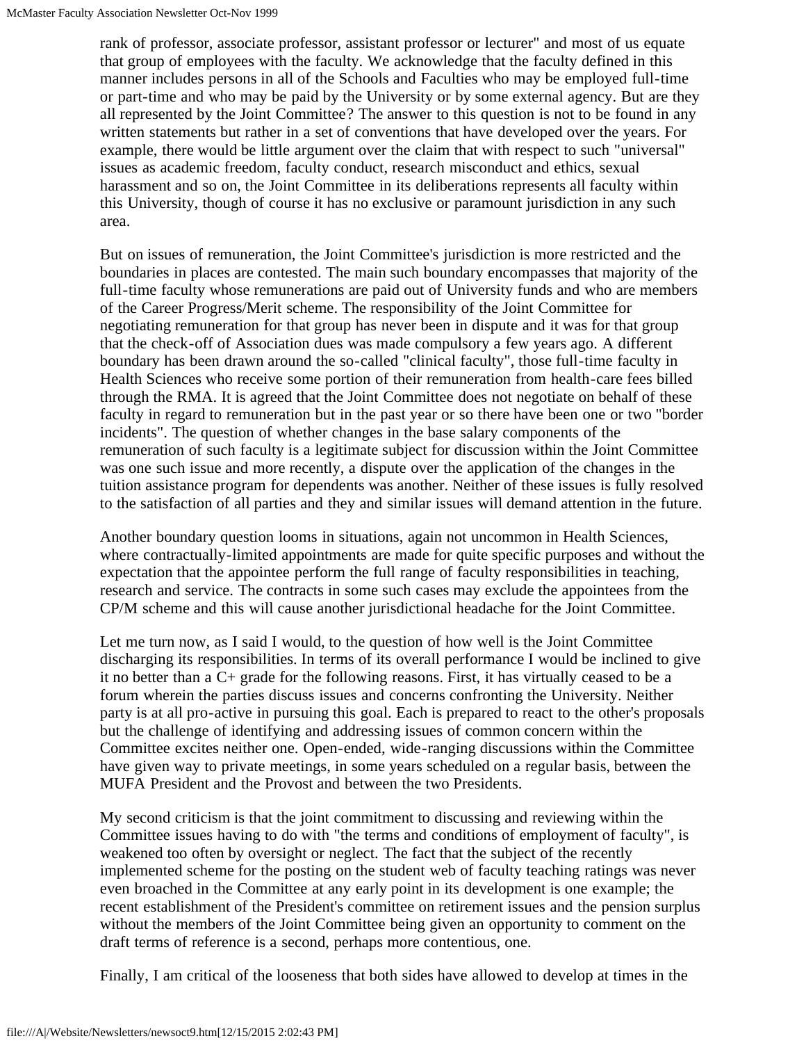rank of professor, associate professor, assistant professor or lecturer" and most of us equate that group of employees with the faculty. We acknowledge that the faculty defined in this manner includes persons in all of the Schools and Faculties who may be employed full-time or part-time and who may be paid by the University or by some external agency. But are they all represented by the Joint Committee? The answer to this question is not to be found in any written statements but rather in a set of conventions that have developed over the years. For example, there would be little argument over the claim that with respect to such "universal" issues as academic freedom, faculty conduct, research misconduct and ethics, sexual harassment and so on, the Joint Committee in its deliberations represents all faculty within this University, though of course it has no exclusive or paramount jurisdiction in any such area.

But on issues of remuneration, the Joint Committee's jurisdiction is more restricted and the boundaries in places are contested. The main such boundary encompasses that majority of the full-time faculty whose remunerations are paid out of University funds and who are members of the Career Progress/Merit scheme. The responsibility of the Joint Committee for negotiating remuneration for that group has never been in dispute and it was for that group that the check-off of Association dues was made compulsory a few years ago. A different boundary has been drawn around the so-called "clinical faculty", those full-time faculty in Health Sciences who receive some portion of their remuneration from health-care fees billed through the RMA. It is agreed that the Joint Committee does not negotiate on behalf of these faculty in regard to remuneration but in the past year or so there have been one or two "border incidents". The question of whether changes in the base salary components of the remuneration of such faculty is a legitimate subject for discussion within the Joint Committee was one such issue and more recently, a dispute over the application of the changes in the tuition assistance program for dependents was another. Neither of these issues is fully resolved to the satisfaction of all parties and they and similar issues will demand attention in the future.

Another boundary question looms in situations, again not uncommon in Health Sciences, where contractually-limited appointments are made for quite specific purposes and without the expectation that the appointee perform the full range of faculty responsibilities in teaching, research and service. The contracts in some such cases may exclude the appointees from the CP/M scheme and this will cause another jurisdictional headache for the Joint Committee.

Let me turn now, as I said I would, to the question of how well is the Joint Committee discharging its responsibilities. In terms of its overall performance I would be inclined to give it no better than a C+ grade for the following reasons. First, it has virtually ceased to be a forum wherein the parties discuss issues and concerns confronting the University. Neither party is at all pro-active in pursuing this goal. Each is prepared to react to the other's proposals but the challenge of identifying and addressing issues of common concern within the Committee excites neither one. Open-ended, wide-ranging discussions within the Committee have given way to private meetings, in some years scheduled on a regular basis, between the MUFA President and the Provost and between the two Presidents.

My second criticism is that the joint commitment to discussing and reviewing within the Committee issues having to do with "the terms and conditions of employment of faculty", is weakened too often by oversight or neglect. The fact that the subject of the recently implemented scheme for the posting on the student web of faculty teaching ratings was never even broached in the Committee at any early point in its development is one example; the recent establishment of the President's committee on retirement issues and the pension surplus without the members of the Joint Committee being given an opportunity to comment on the draft terms of reference is a second, perhaps more contentious, one.

Finally, I am critical of the looseness that both sides have allowed to develop at times in the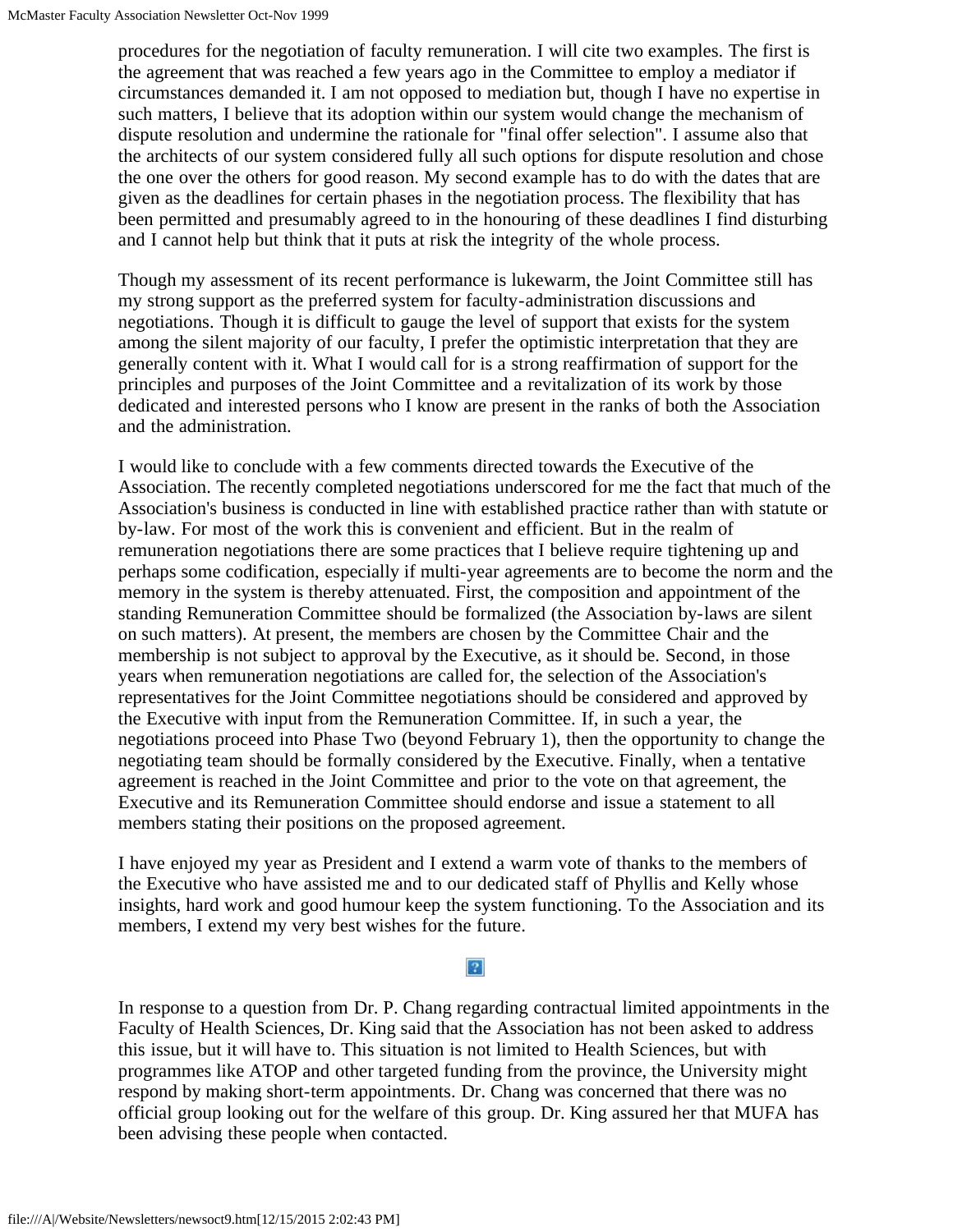procedures for the negotiation of faculty remuneration. I will cite two examples. The first is the agreement that was reached a few years ago in the Committee to employ a mediator if circumstances demanded it. I am not opposed to mediation but, though I have no expertise in such matters, I believe that its adoption within our system would change the mechanism of dispute resolution and undermine the rationale for "final offer selection". I assume also that the architects of our system considered fully all such options for dispute resolution and chose the one over the others for good reason. My second example has to do with the dates that are given as the deadlines for certain phases in the negotiation process. The flexibility that has been permitted and presumably agreed to in the honouring of these deadlines I find disturbing and I cannot help but think that it puts at risk the integrity of the whole process.

Though my assessment of its recent performance is lukewarm, the Joint Committee still has my strong support as the preferred system for faculty-administration discussions and negotiations. Though it is difficult to gauge the level of support that exists for the system among the silent majority of our faculty, I prefer the optimistic interpretation that they are generally content with it. What I would call for is a strong reaffirmation of support for the principles and purposes of the Joint Committee and a revitalization of its work by those dedicated and interested persons who I know are present in the ranks of both the Association and the administration.

I would like to conclude with a few comments directed towards the Executive of the Association. The recently completed negotiations underscored for me the fact that much of the Association's business is conducted in line with established practice rather than with statute or by-law. For most of the work this is convenient and efficient. But in the realm of remuneration negotiations there are some practices that I believe require tightening up and perhaps some codification, especially if multi-year agreements are to become the norm and the memory in the system is thereby attenuated. First, the composition and appointment of the standing Remuneration Committee should be formalized (the Association by-laws are silent on such matters). At present, the members are chosen by the Committee Chair and the membership is not subject to approval by the Executive, as it should be. Second, in those years when remuneration negotiations are called for, the selection of the Association's representatives for the Joint Committee negotiations should be considered and approved by the Executive with input from the Remuneration Committee. If, in such a year, the negotiations proceed into Phase Two (beyond February 1), then the opportunity to change the negotiating team should be formally considered by the Executive. Finally, when a tentative agreement is reached in the Joint Committee and prior to the vote on that agreement, the Executive and its Remuneration Committee should endorse and issue a statement to all members stating their positions on the proposed agreement.

I have enjoyed my year as President and I extend a warm vote of thanks to the members of the Executive who have assisted me and to our dedicated staff of Phyllis and Kelly whose insights, hard work and good humour keep the system functioning. To the Association and its members, I extend my very best wishes for the future.

In response to a question from Dr. P. Chang regarding contractual limited appointments in the Faculty of Health Sciences, Dr. King said that the Association has not been asked to address this issue, but it will have to. This situation is not limited to Health Sciences, but with programmes like ATOP and other targeted funding from the province, the University might respond by making short-term appointments. Dr. Chang was concerned that there was no official group looking out for the welfare of this group. Dr. King assured her that MUFA has been advising these people when contacted.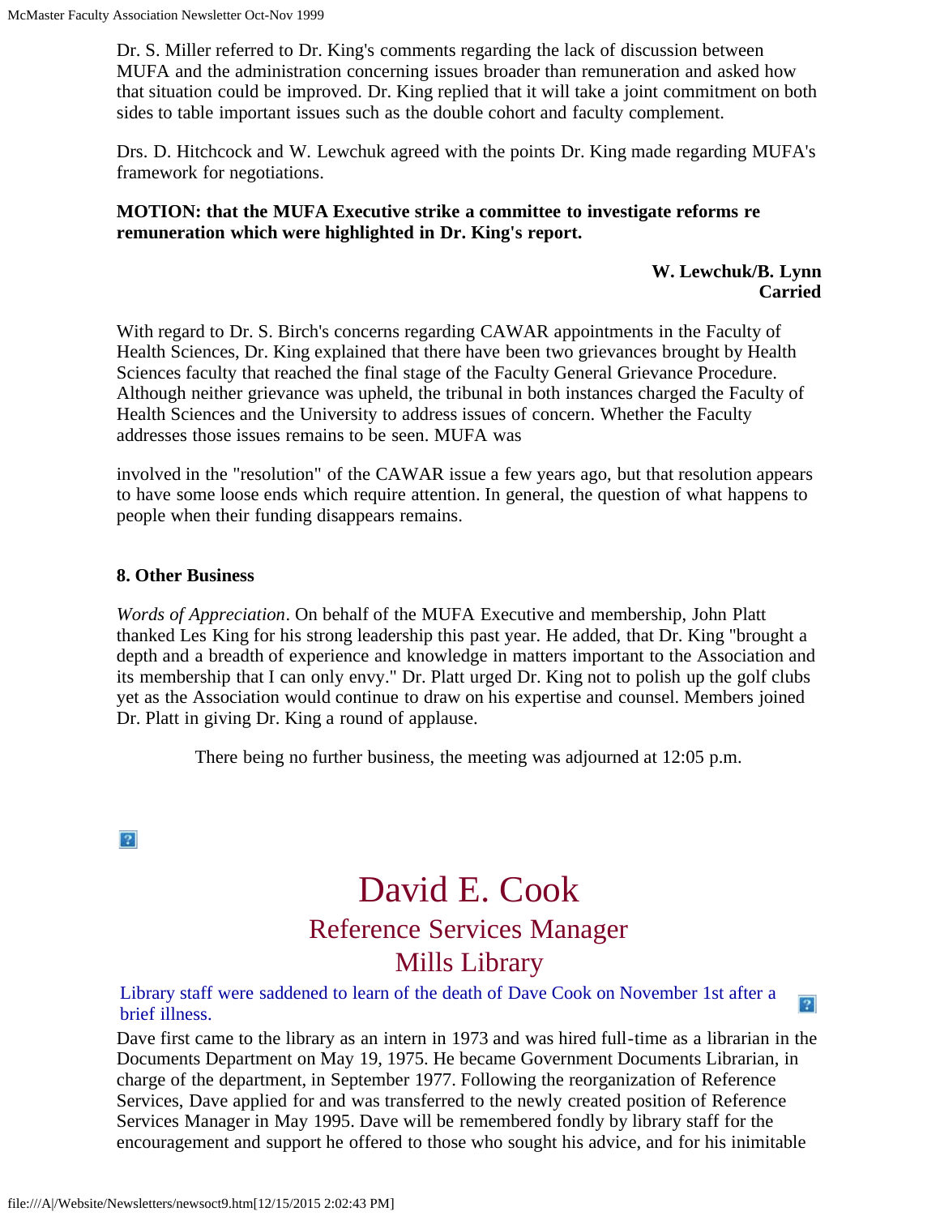Dr. S. Miller referred to Dr. King's comments regarding the lack of discussion between MUFA and the administration concerning issues broader than remuneration and asked how that situation could be improved. Dr. King replied that it will take a joint commitment on both sides to table important issues such as the double cohort and faculty complement.

Drs. D. Hitchcock and W. Lewchuk agreed with the points Dr. King made regarding MUFA's framework for negotiations.

**MOTION: that the MUFA Executive strike a committee to investigate reforms re remuneration which were highlighted in Dr. King's report.**

**W. Lewchuk/B. Lynn**
**Carried**

With regard to Dr. S. Birch's concerns regarding CAWAR appointments in the Faculty of Health Sciences, Dr. King explained that there have been two grievances brought by Health Sciences faculty that reached the final stage of the Faculty General Grievance Procedure. Although neither grievance was upheld, the tribunal in both instances charged the Faculty of Health Sciences and the University to address issues of concern. Whether the Faculty addresses those issues remains to be seen. MUFA was

involved in the "resolution" of the CAWAR issue a few years ago, but that resolution appears to have some loose ends which require attention. In general, the question of what happens to people when their funding disappears remains.

**8. Other Business**

*Words of Appreciation*. On behalf of the MUFA Executive and membership, John Platt thanked Les King for his strong leadership this past year. He added, that Dr. King "brought a depth and a breadth of experience and knowledge in matters important to the Association and its membership that I can only envy." Dr. Platt urged Dr. King not to polish up the golf clubs yet as the Association would continue to draw on his expertise and counsel. Members joined Dr. Platt in giving Dr. King a round of applause.

There being no further business, the meeting was adjourned at 12:05 p.m.

# David E. Cook

## Reference Services Manager

## Mills Library

Library staff were saddened to learn of the death of Dave Cook on November 1st after a brief illness.

Dave first came to the library as an intern in 1973 and was hired full-time as a librarian in the Documents Department on May 19, 1975. He became Government Documents Librarian, in charge of the department, in September 1977. Following the reorganization of Reference Services, Dave applied for and was transferred to the newly created position of Reference Services Manager in May 1995. Dave will be remembered fondly by library staff for the encouragement and support he offered to those who sought his advice, and for his inimitable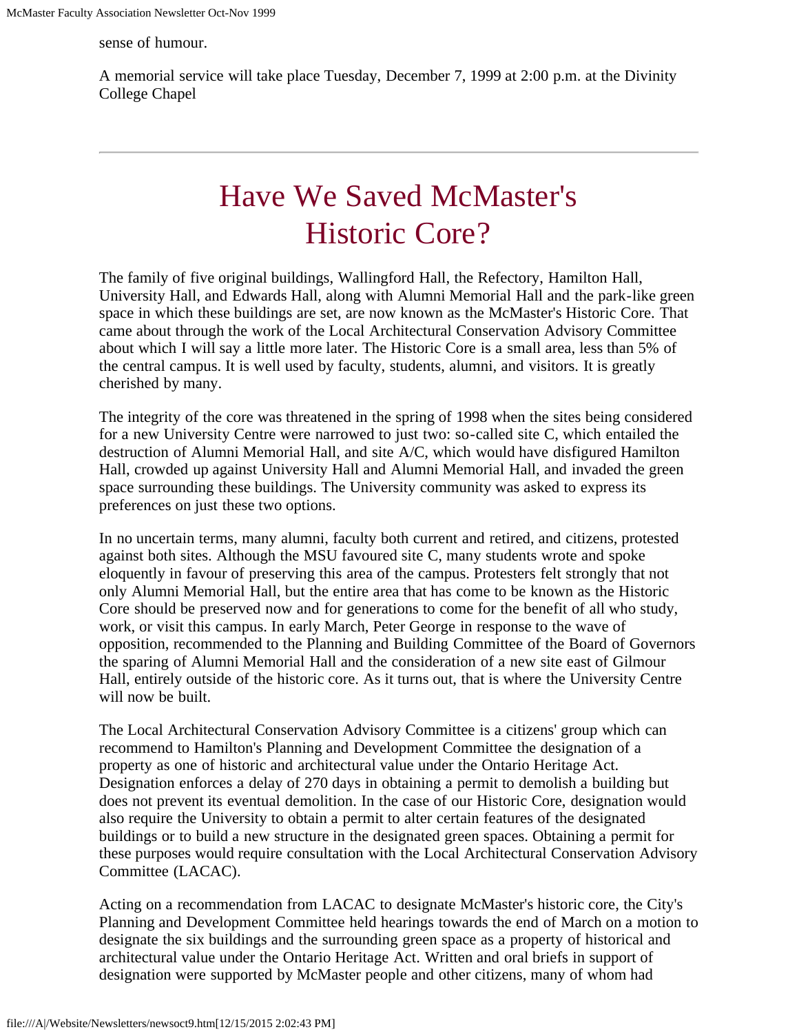sense of humour.

A memorial service will take place Tuesday, December 7, 1999 at 2:00 p.m. at the Divinity College Chapel

---

# Have We Saved McMaster's Historic Core?

The family of five original buildings, Wallingford Hall, the Refectory, Hamilton Hall, University Hall, and Edwards Hall, along with Alumni Memorial Hall and the park-like green space in which these buildings are set, are now known as the McMaster's Historic Core. That came about through the work of the Local Architectural Conservation Advisory Committee about which I will say a little more later. The Historic Core is a small area, less than 5% of the central campus. It is well used by faculty, students, alumni, and visitors. It is greatly cherished by many.

The integrity of the core was threatened in the spring of 1998 when the sites being considered for a new University Centre were narrowed to just two: so-called site C, which entailed the destruction of Alumni Memorial Hall, and site A/C, which would have disfigured Hamilton Hall, crowded up against University Hall and Alumni Memorial Hall, and invaded the green space surrounding these buildings. The University community was asked to express its preferences on just these two options.

In no uncertain terms, many alumni, faculty both current and retired, and citizens, protested against both sites. Although the MSU favoured site C, many students wrote and spoke eloquently in favour of preserving this area of the campus. Protesters felt strongly that not only Alumni Memorial Hall, but the entire area that has come to be known as the Historic Core should be preserved now and for generations to come for the benefit of all who study, work, or visit this campus. In early March, Peter George in response to the wave of opposition, recommended to the Planning and Building Committee of the Board of Governors the sparing of Alumni Memorial Hall and the consideration of a new site east of Gilmour Hall, entirely outside of the historic core. As it turns out, that is where the University Centre will now be built.

The Local Architectural Conservation Advisory Committee is a citizens' group which can recommend to Hamilton's Planning and Development Committee the designation of a property as one of historic and architectural value under the Ontario Heritage Act. Designation enforces a delay of 270 days in obtaining a permit to demolish a building but does not prevent its eventual demolition. In the case of our Historic Core, designation would also require the University to obtain a permit to alter certain features of the designated buildings or to build a new structure in the designated green spaces. Obtaining a permit for these purposes would require consultation with the Local Architectural Conservation Advisory Committee (LACAC).

Acting on a recommendation from LACAC to designate McMaster's historic core, the City's Planning and Development Committee held hearings towards the end of March on a motion to designate the six buildings and the surrounding green space as a property of historical and architectural value under the Ontario Heritage Act. Written and oral briefs in support of designation were supported by McMaster people and other citizens, many of whom had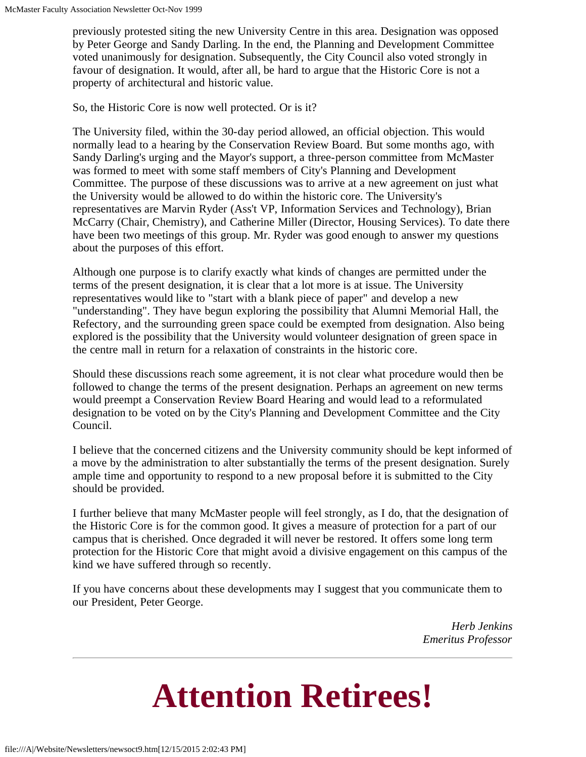previously protested siting the new University Centre in this area. Designation was opposed by Peter George and Sandy Darling. In the end, the Planning and Development Committee voted unanimously for designation. Subsequently, the City Council also voted strongly in favour of designation. It would, after all, be hard to argue that the Historic Core is not a property of architectural and historic value.

So, the Historic Core is now well protected. Or is it?

The University filed, within the 30-day period allowed, an official objection. This would normally lead to a hearing by the Conservation Review Board. But some months ago, with Sandy Darling's urging and the Mayor's support, a three-person committee from McMaster was formed to meet with some staff members of City's Planning and Development Committee. The purpose of these discussions was to arrive at a new agreement on just what the University would be allowed to do within the historic core. The University's representatives are Marvin Ryder (Ass't VP, Information Services and Technology), Brian McCarry (Chair, Chemistry), and Catherine Miller (Director, Housing Services). To date there have been two meetings of this group. Mr. Ryder was good enough to answer my questions about the purposes of this effort.

Although one purpose is to clarify exactly what kinds of changes are permitted under the terms of the present designation, it is clear that a lot more is at issue. The University representatives would like to "start with a blank piece of paper" and develop a new "understanding". They have begun exploring the possibility that Alumni Memorial Hall, the Refectory, and the surrounding green space could be exempted from designation. Also being explored is the possibility that the University would volunteer designation of green space in the centre mall in return for a relaxation of constraints in the historic core.

Should these discussions reach some agreement, it is not clear what procedure would then be followed to change the terms of the present designation. Perhaps an agreement on new terms would preempt a Conservation Review Board Hearing and would lead to a reformulated designation to be voted on by the City's Planning and Development Committee and the City Council.

I believe that the concerned citizens and the University community should be kept informed of a move by the administration to alter substantially the terms of the present designation. Surely ample time and opportunity to respond to a new proposal before it is submitted to the City should be provided.

I further believe that many McMaster people will feel strongly, as I do, that the designation of the Historic Core is for the common good. It gives a measure of protection for a part of our campus that is cherished. Once degraded it will never be restored. It offers some long term protection for the Historic Core that might avoid a divisive engagement on this campus of the kind we have suffered through so recently.

If you have concerns about these developments may I suggest that you communicate them to our President, Peter George.

*Herb Jenkins*
*Emeritus Professor*

---

# Attention Retirees!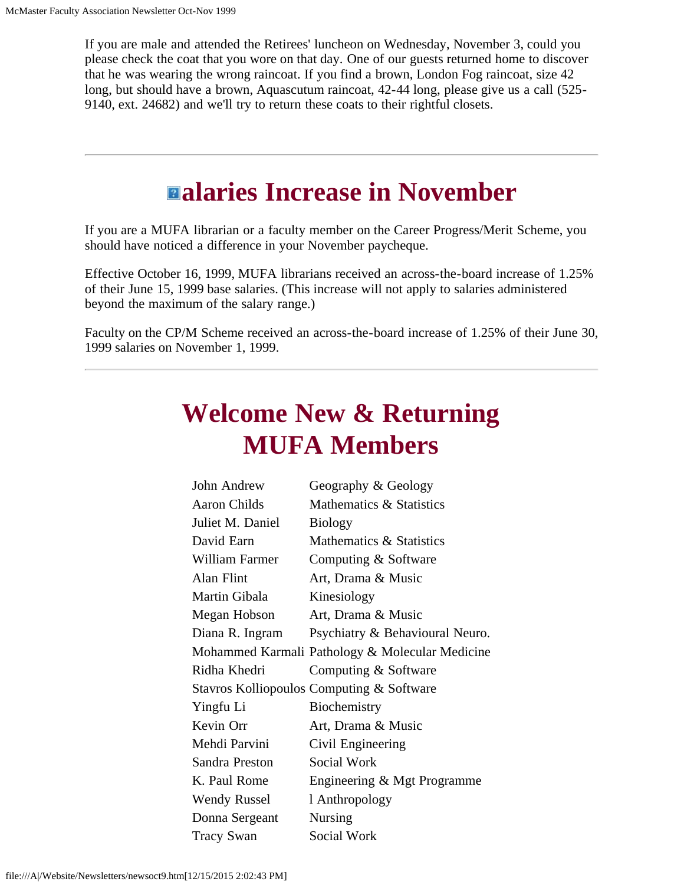If you are male and attended the Retirees' luncheon on Wednesday, November 3, could you please check the coat that you wore on that day. One of our guests returned home to discover that he was wearing the wrong raincoat. If you find a brown, London Fog raincoat, size 42 long, but should have a brown, Aquascutum raincoat, 42-44 long, please give us a call (525-9140, ext. 24682) and we'll try to return these coats to their rightful closets.

---

# alaries Increase in November

If you are a MUFA librarian or a faculty member on the Career Progress/Merit Scheme, you should have noticed a difference in your November paycheque.

Effective October 16, 1999, MUFA librarians received an across-the-board increase of 1.25% of their June 15, 1999 base salaries. (This increase will not apply to salaries administered beyond the maximum of the salary range.)

Faculty on the CP/M Scheme received an across-the-board increase of 1.25% of their June 30, 1999 salaries on November 1, 1999.

---

# Welcome New & Returning MUFA Members

| | |
|---|---|
| John Andrew | Geography & Geology |
| Aaron Childs | Mathematics & Statistics |
| Juliet M. Daniel | Biology |
| David Earn | Mathematics & Statistics |
| William Farmer | Computing & Software |
| Alan Flint | Art, Drama & Music |
| Martin Gibala | Kinesiology |
| Megan Hobson | Art, Drama & Music |
| Diana R. Ingram | Psychiatry & Behavioural Neuro. |
| Mohammed Karmali | Pathology & Molecular Medicine |
| Ridha Khedri | Computing & Software |
| Stavros Kolliopoulos | Computing & Software |
| Yingfu Li | Biochemistry |
| Kevin Orr | Art, Drama & Music |
| Mehdi Parvini | Civil Engineering |
| Sandra Preston | Social Work |
| K. Paul Rome | Engineering & Mgt Programme |
| Wendy Russel | l Anthropology |
| Donna Sergeant | Nursing |
| Tracy Swan | Social Work |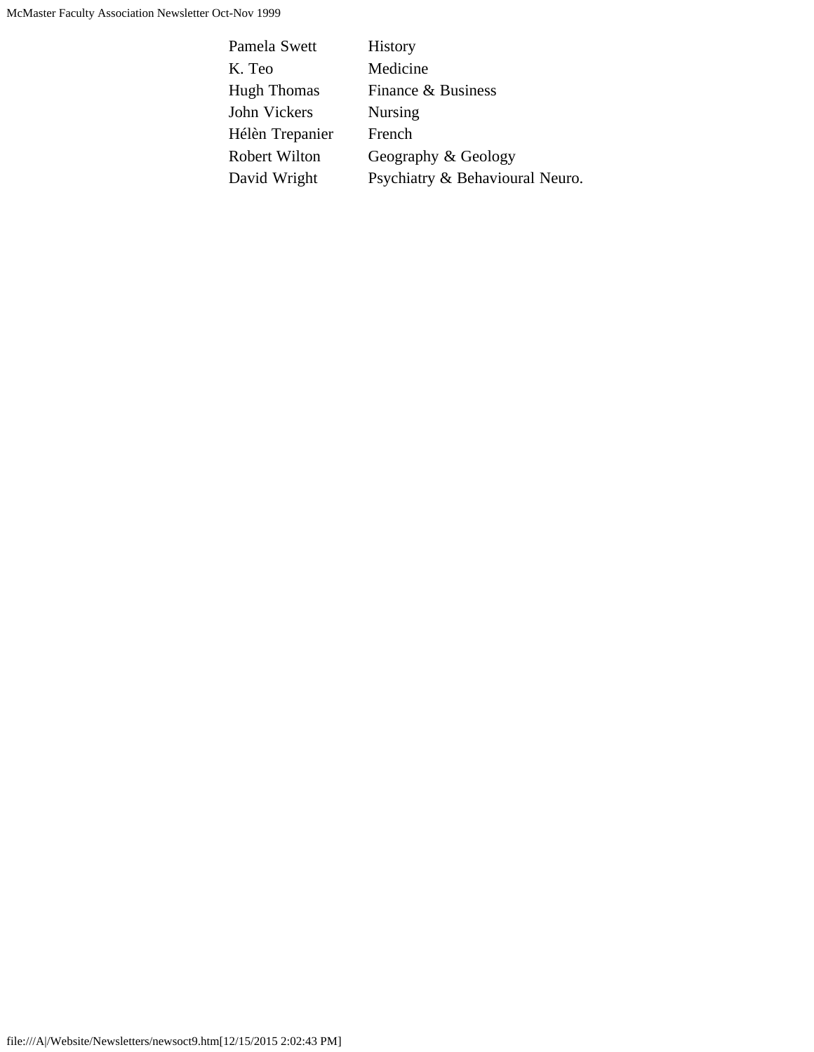| | |
|---|---|
| Pamela Swett | History |
| K. Teo | Medicine |
| Hugh Thomas | Finance & Business |
| John Vickers | Nursing |
| Hélèn Trepanier | French |
| Robert Wilton | Geography & Geology |
| David Wright | Psychiatry & Behavioural Neuro. |